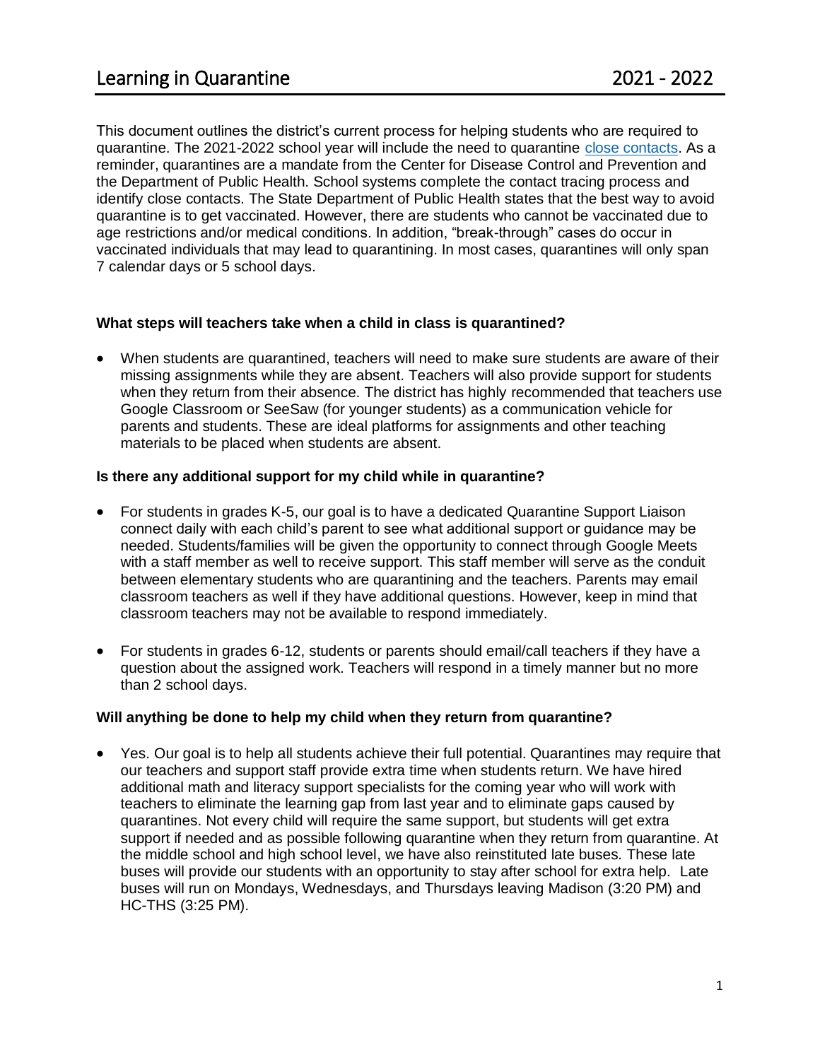# Learning in Quarantine 2021 - 2022

This document outlines the district's current process for helping students who are required to quarantine. The 2021-2022 school year will include the need to quarantine [close contacts](). As a reminder, quarantines are a mandate from the Center for Disease Control and Prevention and the Department of Public Health. School systems complete the contact tracing process and identify close contacts. The State Department of Public Health states that the best way to avoid quarantine is to get vaccinated. However, there are students who cannot be vaccinated due to age restrictions and/or medical conditions. In addition, "break-through" cases do occur in vaccinated individuals that may lead to quarantining. In most cases, quarantines will only span 7 calendar days or 5 school days.

**What steps will teachers take when a child in class is quarantined?**

- When students are quarantined, teachers will need to make sure students are aware of their missing assignments while they are absent. Teachers will also provide support for students when they return from their absence. The district has highly recommended that teachers use Google Classroom or SeeSaw (for younger students) as a communication vehicle for parents and students. These are ideal platforms for assignments and other teaching materials to be placed when students are absent.

**Is there any additional support for my child while in quarantine?**

- For students in grades K-5, our goal is to have a dedicated Quarantine Support Liaison connect daily with each child's parent to see what additional support or guidance may be needed. Students/families will be given the opportunity to connect through Google Meets with a staff member as well to receive support. This staff member will serve as the conduit between elementary students who are quarantining and the teachers. Parents may email classroom teachers as well if they have additional questions. However, keep in mind that classroom teachers may not be available to respond immediately.

- For students in grades 6-12, students or parents should email/call teachers if they have a question about the assigned work. Teachers will respond in a timely manner but no more than 2 school days.

**Will anything be done to help my child when they return from quarantine?**

- Yes. Our goal is to help all students achieve their full potential. Quarantines may require that our teachers and support staff provide extra time when students return. We have hired additional math and literacy support specialists for the coming year who will work with teachers to eliminate the learning gap from last year and to eliminate gaps caused by quarantines. Not every child will require the same support, but students will get extra support if needed and as possible following quarantine when they return from quarantine. At the middle school and high school level, we have also reinstituted late buses. These late buses will provide our students with an opportunity to stay after school for extra help. Late buses will run on Mondays, Wednesdays, and Thursdays leaving Madison (3:20 PM) and HC-THS (3:25 PM).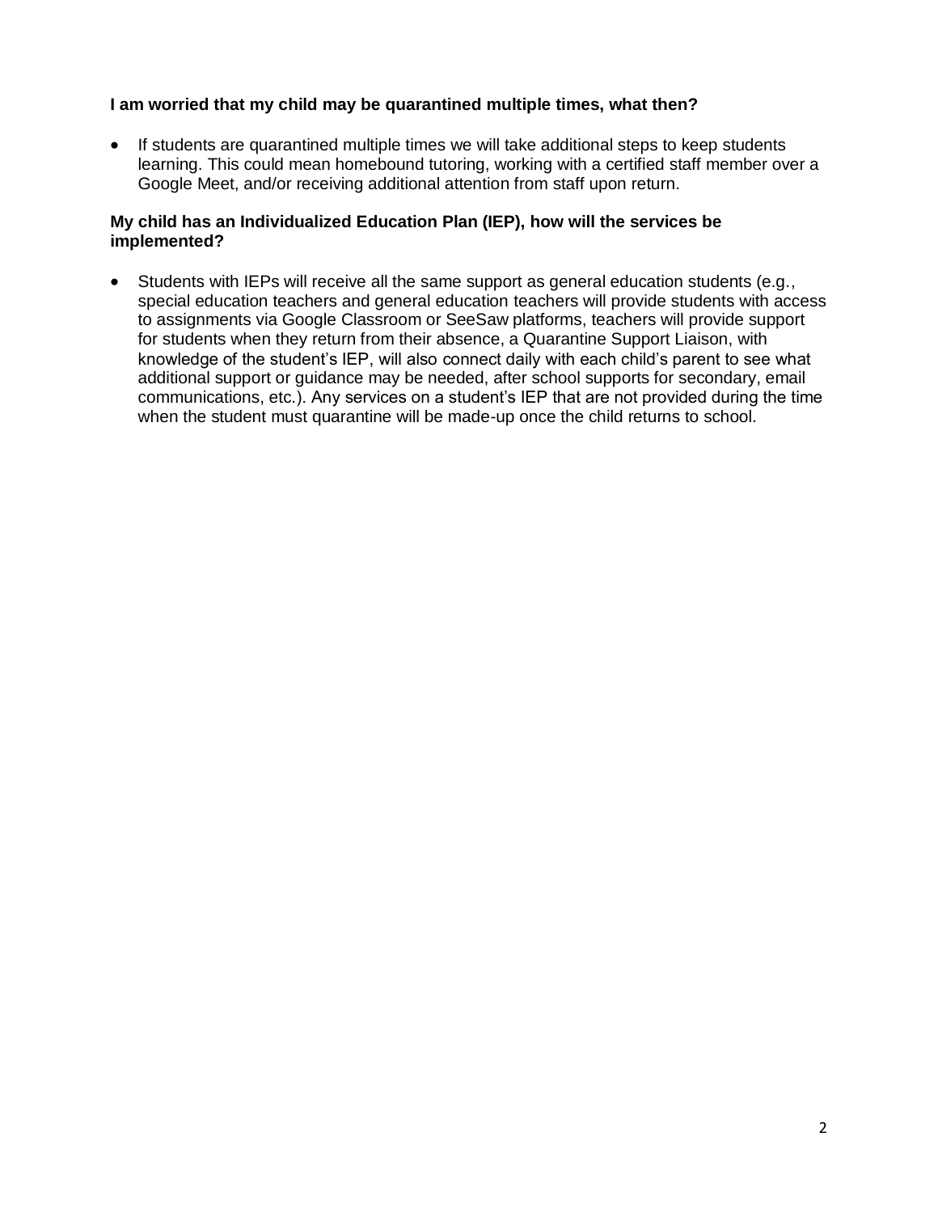**I am worried that my child may be quarantined multiple times, what then?**

- If students are quarantined multiple times we will take additional steps to keep students learning. This could mean homebound tutoring, working with a certified staff member over a Google Meet, and/or receiving additional attention from staff upon return.

**My child has an Individualized Education Plan (IEP), how will the services be implemented?**

- Students with IEPs will receive all the same support as general education students (e.g., special education teachers and general education teachers will provide students with access to assignments via Google Classroom or SeeSaw platforms, teachers will provide support for students when they return from their absence, a Quarantine Support Liaison, with knowledge of the student's IEP, will also connect daily with each child's parent to see what additional support or guidance may be needed, after school supports for secondary, email communications, etc.). Any services on a student's IEP that are not provided during the time when the student must quarantine will be made-up once the child returns to school.